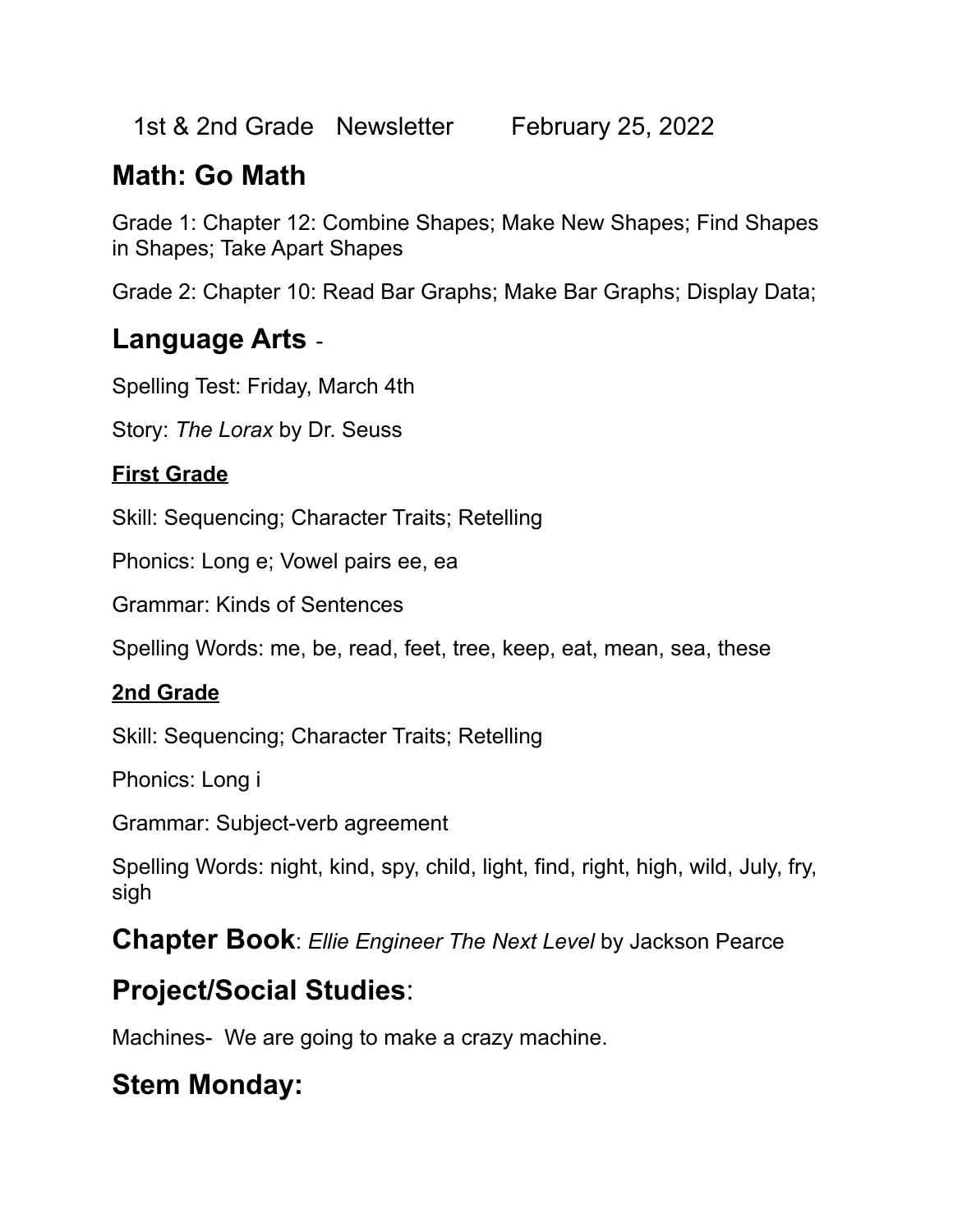1st & 2nd Grade Newsletter February 25, 2022

## Math: Go Math

Grade 1: Chapter 12: Combine Shapes; Make New Shapes; Find Shapes in Shapes; Take Apart Shapes

Grade 2: Chapter 10: Read Bar Graphs; Make Bar Graphs; Display Data;

## Language Arts -

Spelling Test: Friday, March 4th

Story: *The Lorax* by Dr. Seuss

### **First Grade**

Skill: Sequencing; Character Traits; Retelling

Phonics: Long e; Vowel pairs ee, ea

Grammar: Kinds of Sentences

Spelling Words: me, be, read, feet, tree, keep, eat, mean, sea, these

### **2nd Grade**

Skill: Sequencing; Character Traits; Retelling

Phonics: Long i

Grammar: Subject-verb agreement

Spelling Words: night, kind, spy, child, light, find, right, high, wild, July, fry, sigh

## **Chapter Book**: *Ellie Engineer The Next Level* by Jackson Pearce

## Project/Social Studies:

Machines- We are going to make a crazy machine.

## Stem Monday: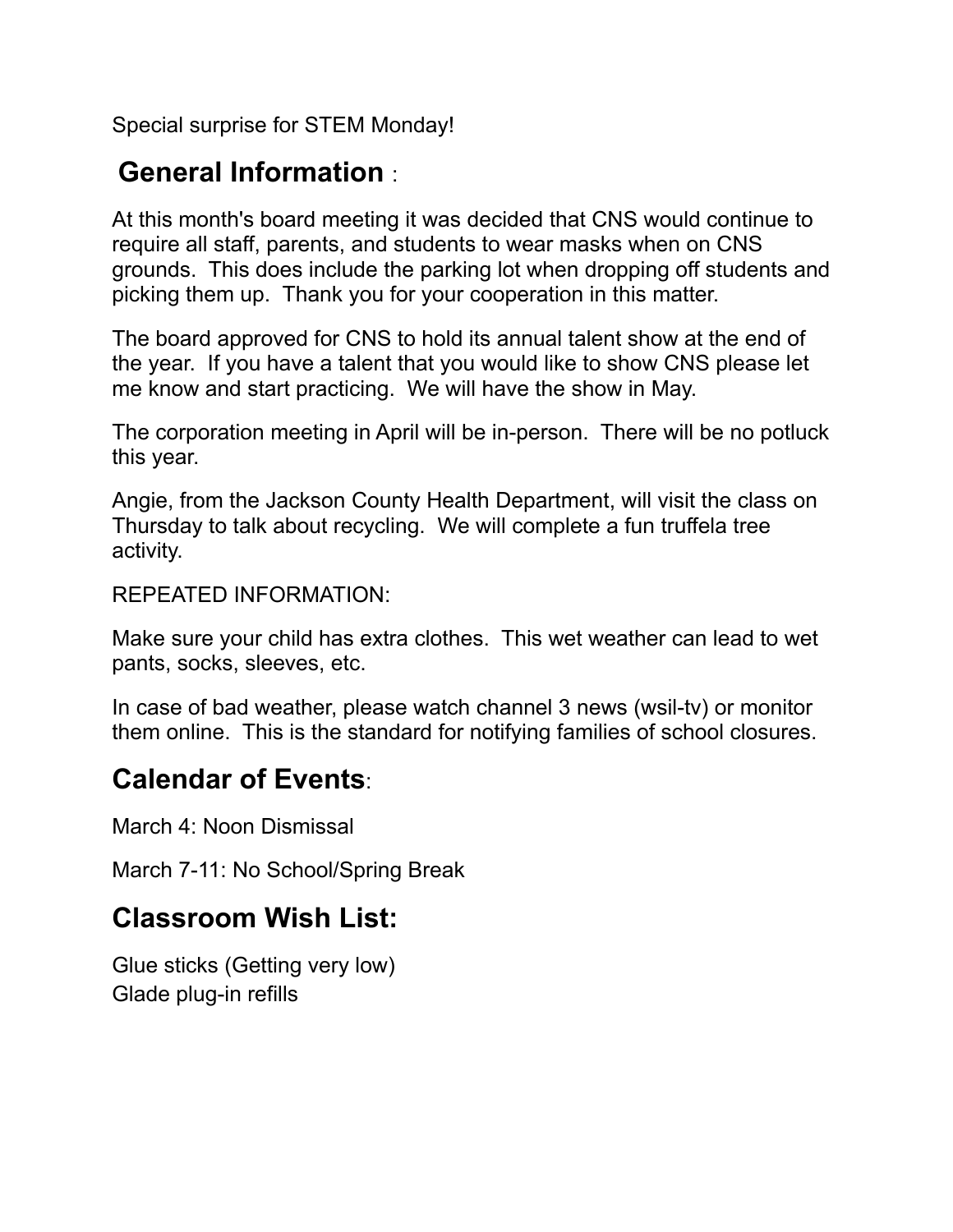Special surprise for STEM Monday!

## General Information :

At this month's board meeting it was decided that CNS would continue to require all staff, parents, and students to wear masks when on CNS grounds. This does include the parking lot when dropping off students and picking them up. Thank you for your cooperation in this matter.

The board approved for CNS to hold its annual talent show at the end of the year. If you have a talent that you would like to show CNS please let me know and start practicing. We will have the show in May.

The corporation meeting in April will be in-person. There will be no potluck this year.

Angie, from the Jackson County Health Department, will visit the class on Thursday to talk about recycling. We will complete a fun truffela tree activity.

REPEATED INFORMATION:

Make sure your child has extra clothes. This wet weather can lead to wet pants, socks, sleeves, etc.

In case of bad weather, please watch channel 3 news (wsil-tv) or monitor them online. This is the standard for notifying families of school closures.

## Calendar of Events:

March 4: Noon Dismissal

March 7-11: No School/Spring Break

## Classroom Wish List:

Glue sticks (Getting very low)
Glade plug-in refills